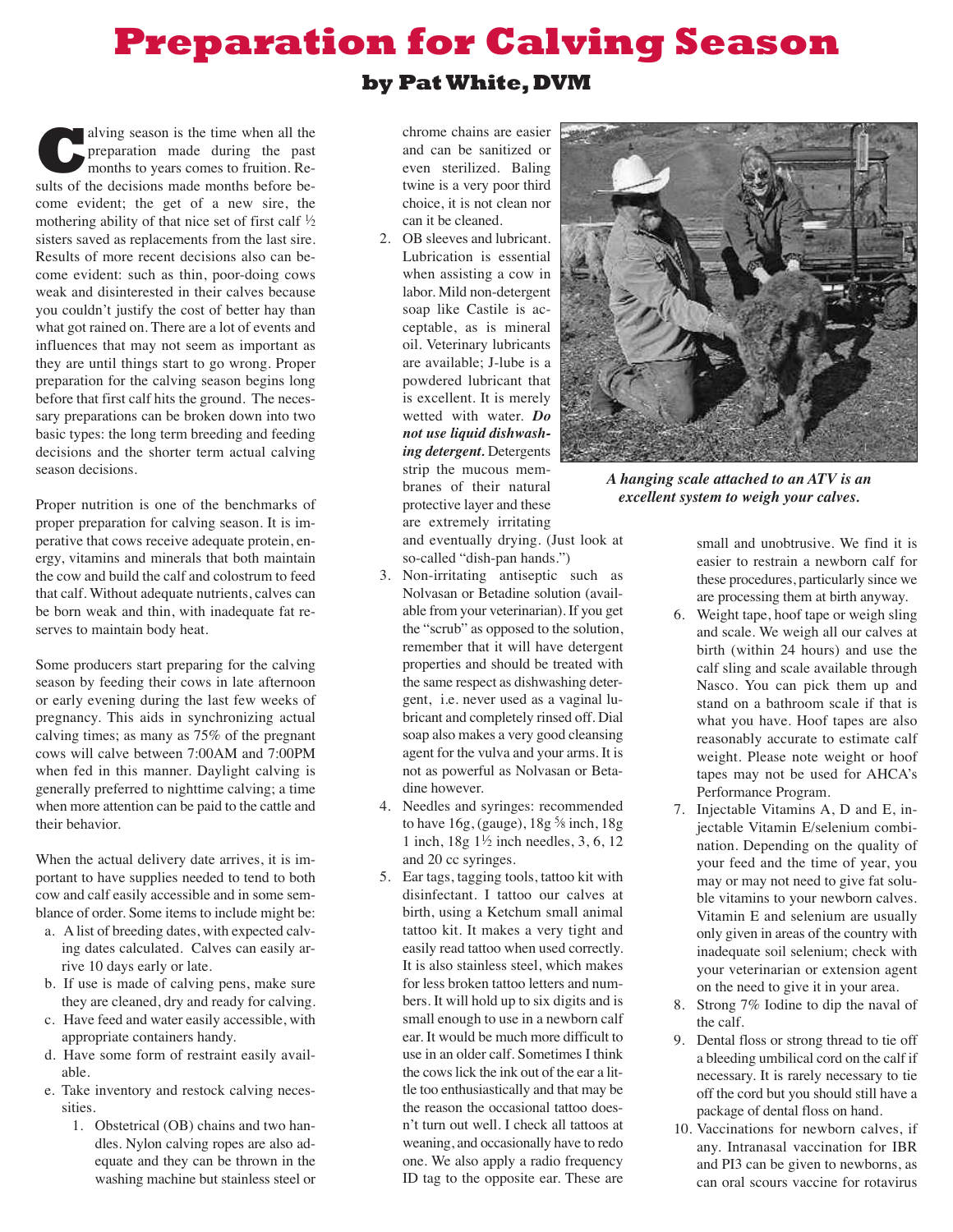# Preparation for Calving Season

## by Pat White, DVM

Calving season is the time when all the preparation made during the past months to years comes to fruition. Results of the decisions made months before become evident; the get of a new sire, the mothering ability of that nice set of first calf ½ sisters saved as replacements from the last sire. Results of more recent decisions also can become evident: such as thin, poor-doing cows weak and disinterested in their calves because you couldn't justify the cost of better hay than what got rained on. There are a lot of events and influences that may not seem as important as they are until things start to go wrong. Proper preparation for the calving season begins long before that first calf hits the ground. The necessary preparations can be broken down into two basic types: the long term breeding and feeding decisions and the shorter term actual calving season decisions.

Proper nutrition is one of the benchmarks of proper preparation for calving season. It is imperative that cows receive adequate protein, energy, vitamins and minerals that both maintain the cow and build the calf and colostrum to feed that calf. Without adequate nutrients, calves can be born weak and thin, with inadequate fat reserves to maintain body heat.

Some producers start preparing for the calving season by feeding their cows in late afternoon or early evening during the last few weeks of pregnancy. This aids in synchronizing actual calving times; as many as 75% of the pregnant cows will calve between 7:00AM and 7:00PM when fed in this manner. Daylight calving is generally preferred to nighttime calving; a time when more attention can be paid to the cattle and their behavior.

When the actual delivery date arrives, it is important to have supplies needed to tend to both cow and calf easily accessible and in some semblance of order. Some items to include might be:

a. A list of breeding dates, with expected calving dates calculated. Calves can easily arrive 10 days early or late.
b. If use is made of calving pens, make sure they are cleaned, dry and ready for calving.
c. Have feed and water easily accessible, with appropriate containers handy.
d. Have some form of restraint easily available.
e. Take inventory and restock calving necessities.
   1. Obstetrical (OB) chains and two handles. Nylon calving ropes are also adequate and they can be thrown in the washing machine but stainless steel or chrome chains are easier and can be sanitized or even sterilized. Baling twine is a very poor third choice, it is not clean nor can it be cleaned.
   2. OB sleeves and lubricant. Lubrication is essential when assisting a cow in labor. Mild non-detergent soap like Castile is acceptable, as is mineral oil. Veterinary lubricants are available; J-lube is a powdered lubricant that is excellent. It is merely wetted with water. ***Do not use liquid dishwashing detergent.*** Detergents strip the mucous membranes of their natural protective layer and these are extremely irritating and eventually drying. (Just look at so-called "dish-pan hands.")
   3. Non-irritating antiseptic such as Nolvasan or Betadine solution (available from your veterinarian). If you get the "scrub" as opposed to the solution, remember that it will have detergent properties and should be treated with the same respect as dishwashing detergent, i.e. never used as a vaginal lubricant and completely rinsed off. Dial soap also makes a very good cleansing agent for the vulva and your arms. It is not as powerful as Nolvasan or Betadine however.
   4. Needles and syringes: recommended to have 16g, (gauge), 18g ⅝ inch, 18g 1 inch, 18g 1½ inch needles, 3, 6, 12 and 20 cc syringes.
   5. Ear tags, tagging tools, tattoo kit with disinfectant. I tattoo our calves at birth, using a Ketchum small animal tattoo kit. It makes a very tight and easily read tattoo when used correctly. It is also stainless steel, which makes for less broken tattoo letters and numbers. It will hold up to six digits and is small enough to use in a newborn calf ear. It would be much more difficult to use in an older calf. Sometimes I think the cows lick the ink out of the ear a little too enthusiastically and that may be the reason the occasional tattoo doesn't turn out well. I check all tattoos at weaning, and occasionally have to redo one. We also apply a radio frequency ID tag to the opposite ear. These are small and unobtrusive. We find it is easier to restrain a newborn calf for these procedures, particularly since we are processing them at birth anyway.
   6. Weight tape, hoof tape or weigh sling and scale. We weigh all our calves at birth (within 24 hours) and use the calf sling and scale available through Nasco. You can pick them up and stand on a bathroom scale if that is what you have. Hoof tapes are also reasonably accurate to estimate calf weight. Please note weight or hoof tapes may not be used for AHCA's Performance Program.
   7. Injectable Vitamins A, D and E, injectable Vitamin E/selenium combination. Depending on the quality of your feed and the time of year, you may or may not need to give fat soluble vitamins to your newborn calves. Vitamin E and selenium are usually only given in areas of the country with inadequate soil selenium; check with your veterinarian or extension agent on the need to give it in your area.
   8. Strong 7% Iodine to dip the naval of the calf.
   9. Dental floss or strong thread to tie off a bleeding umbilical cord on the calf if necessary. It is rarely necessary to tie off the cord but you should still have a package of dental floss on hand.
   10. Vaccinations for newborn calves, if any. Intranasal vaccination for IBR and PI3 can be given to newborns, as can oral scours vaccine for rotavirus

***A hanging scale attached to an ATV is an excellent system to weigh your calves.***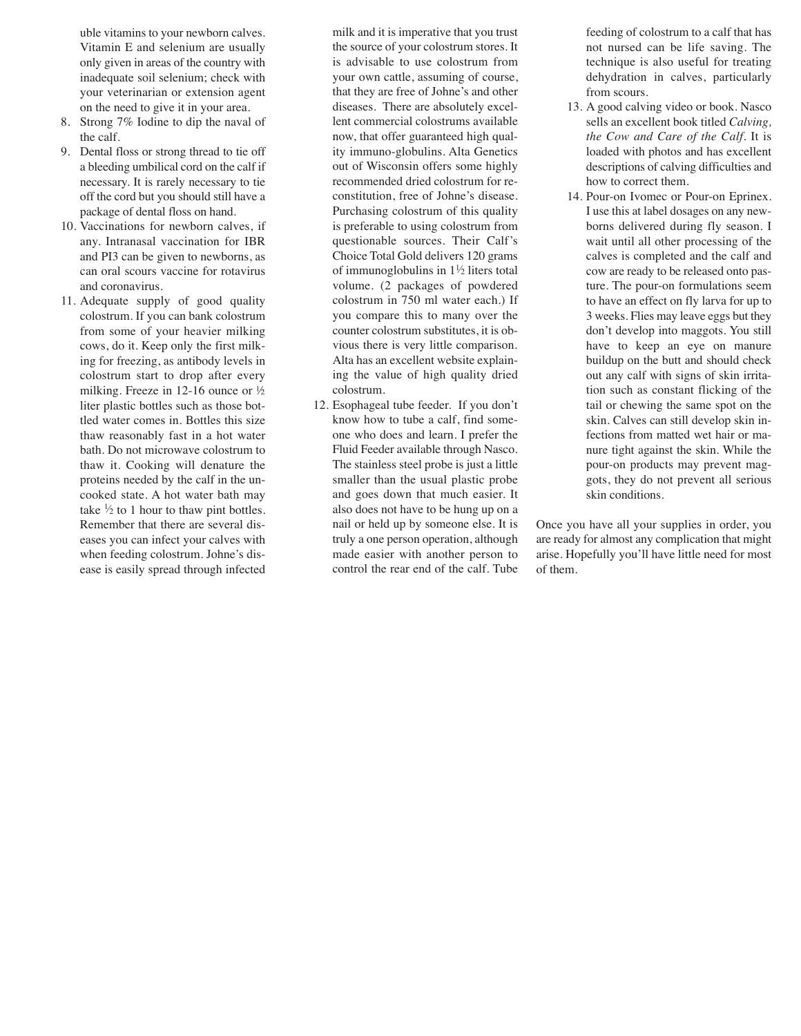uble vitamins to your newborn calves. Vitamin E and selenium are usually only given in areas of the country with inadequate soil selenium; check with your veterinarian or extension agent on the need to give it in your area.

8. Strong 7% Iodine to dip the naval of the calf.
9. Dental floss or strong thread to tie off a bleeding umbilical cord on the calf if necessary. It is rarely necessary to tie off the cord but you should still have a package of dental floss on hand.
10. Vaccinations for newborn calves, if any. Intranasal vaccination for IBR and PI3 can be given to newborns, as can oral scours vaccine for rotavirus and coronavirus.
11. Adequate supply of good quality colostrum. If you can bank colostrum from some of your heavier milking cows, do it. Keep only the first milking for freezing, as antibody levels in colostrum start to drop after every milking. Freeze in 12-16 ounce or ½ liter plastic bottles such as those bottled water comes in. Bottles this size thaw reasonably fast in a hot water bath. Do not microwave colostrum to thaw it. Cooking will denature the proteins needed by the calf in the uncooked state. A hot water bath may take ½ to 1 hour to thaw pint bottles. Remember that there are several diseases you can infect your calves with when feeding colostrum. Johne's disease is easily spread through infected milk and it is imperative that you trust the source of your colostrum stores. It is advisable to use colostrum from your own cattle, assuming of course, that they are free of Johne's and other diseases. There are absolutely excellent commercial colostrums available now, that offer guaranteed high quality immuno-globulins. Alta Genetics out of Wisconsin offers some highly recommended dried colostrum for reconstitution, free of Johne's disease. Purchasing colostrum of this quality is preferable to using colostrum from questionable sources. Their Calf's Choice Total Gold delivers 120 grams of immunoglobulins in 1½ liters total volume. (2 packages of powdered colostrum in 750 ml water each.) If you compare this to many over the counter colostrum substitutes, it is obvious there is very little comparison. Alta has an excellent website explaining the value of high quality dried colostrum.
12. Esophageal tube feeder. If you don't know how to tube a calf, find someone who does and learn. I prefer the Fluid Feeder available through Nasco. The stainless steel probe is just a little smaller than the usual plastic probe and goes down that much easier. It also does not have to be hung up on a nail or held up by someone else. It is truly a one person operation, although made easier with another person to control the rear end of the calf. Tube feeding of colostrum to a calf that has not nursed can be life saving. The technique is also useful for treating dehydration in calves, particularly from scours.
13. A good calving video or book. Nasco sells an excellent book titled *Calving, the Cow and Care of the Calf*. It is loaded with photos and has excellent descriptions of calving difficulties and how to correct them.
14. Pour-on Ivomec or Pour-on Eprinex. I use this at label dosages on any newborns delivered during fly season. I wait until all other processing of the calves is completed and the calf and cow are ready to be released onto pasture. The pour-on formulations seem to have an effect on fly larva for up to 3 weeks. Flies may leave eggs but they don't develop into maggots. You still have to keep an eye on manure buildup on the butt and should check out any calf with signs of skin irritation such as constant flicking of the tail or chewing the same spot on the skin. Calves can still develop skin infections from matted wet hair or manure tight against the skin. While the pour-on products may prevent maggots, they do not prevent all serious skin conditions.

Once you have all your supplies in order, you are ready for almost any complication that might arise. Hopefully you'll have little need for most of them.